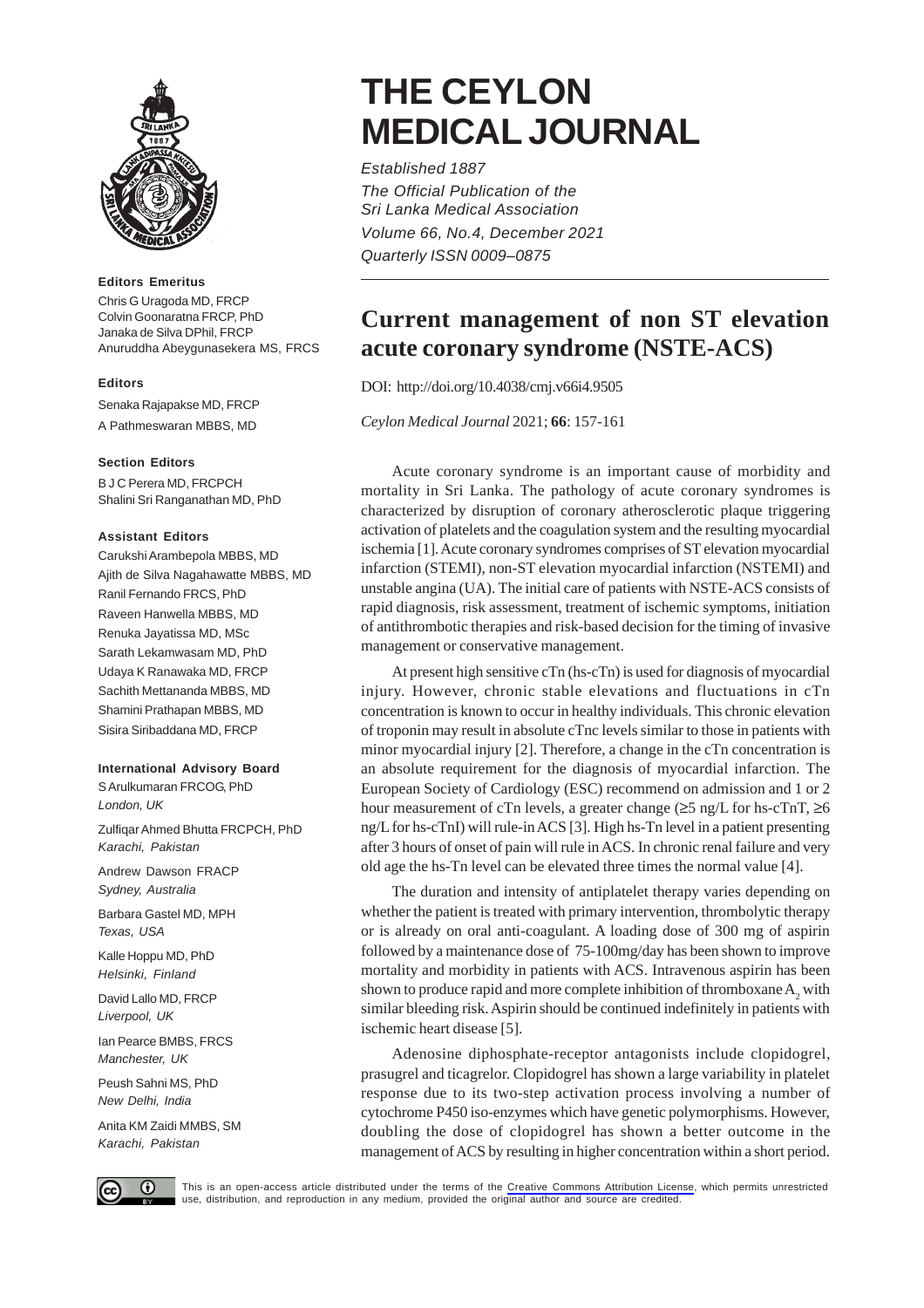# THE CEYLON MEDICAL JOURNAL

*Established 1887*

*The Official Publication of the Sri Lanka Medical Association*

*Volume 66, No.4, December 2021*

*Quarterly ISSN 0009–0875*

**Editors Emeritus**

Chris G Uragoda MD, FRCP
Colvin Goonaratna FRCP, PhD
Janaka de Silva DPhil, FRCP
Anuruddha Abeygunasekera MS, FRCS

**Editors**

Senaka Rajapakse MD, FRCP
A Pathmeswaran MBBS, MD

**Section Editors**

B J C Perera MD, FRCPCH
Shalini Sri Ranganathan MD, PhD

**Assistant Editors**

Carukshi Arambepola MBBS, MD
Ajith de Silva Nagahawatte MBBS, MD
Ranil Fernando FRCS, PhD
Raveen Hanwella MBBS, MD
Renuka Jayatissa MD, MSc
Sarath Lekamwasam MD, PhD
Udaya K Ranawaka MD, FRCP
Sachith Mettananda MBBS, MD
Shamini Prathapan MBBS, MD
Sisira Siribaddana MD, FRCP

**International Advisory Board**

S Arulkumaran FRCOG, PhD
*London, UK*

Zulfiqar Ahmed Bhutta FRCPCH, PhD
*Karachi, Pakistan*

Andrew Dawson FRACP
*Sydney, Australia*

Barbara Gastel MD, MPH
*Texas, USA*

Kalle Hoppu MD, PhD
*Helsinki, Finland*

David Lallo MD, FRCP
*Liverpool, UK*

Ian Pearce BMBS, FRCS
*Manchester, UK*

Peush Sahni MS, PhD
*New Delhi, India*

Anita KM Zaidi MMBS, SM
*Karachi, Pakistan*

## Current management of non ST elevation acute coronary syndrome (NSTE-ACS)

DOI: http://doi.org/10.4038/cmj.v66i4.9505

*Ceylon Medical Journal* 2021; **66**: 157-161

Acute coronary syndrome is an important cause of morbidity and mortality in Sri Lanka. The pathology of acute coronary syndromes is characterized by disruption of coronary atherosclerotic plaque triggering activation of platelets and the coagulation system and the resulting myocardial ischemia [1]. Acute coronary syndromes comprises of ST elevation myocardial infarction (STEMI), non-ST elevation myocardial infarction (NSTEMI) and unstable angina (UA). The initial care of patients with NSTE-ACS consists of rapid diagnosis, risk assessment, treatment of ischemic symptoms, initiation of antithrombotic therapies and risk-based decision for the timing of invasive management or conservative management.

At present high sensitive cTn (hs-cTn) is used for diagnosis of myocardial injury. However, chronic stable elevations and fluctuations in cTn concentration is known to occur in healthy individuals. This chronic elevation of troponin may result in absolute cTnc levels similar to those in patients with minor myocardial injury [2]. Therefore, a change in the cTn concentration is an absolute requirement for the diagnosis of myocardial infarction. The European Society of Cardiology (ESC) recommend on admission and 1 or 2 hour measurement of cTn levels, a greater change ($\geq$5 ng/L for hs-cTnT, $\geq$6 ng/L for hs-cTnI) will rule-in ACS [3]. High hs-Tn level in a patient presenting after 3 hours of onset of pain will rule in ACS. In chronic renal failure and very old age the hs-Tn level can be elevated three times the normal value [4].

The duration and intensity of antiplatelet therapy varies depending on whether the patient is treated with primary intervention, thrombolytic therapy or is already on oral anti-coagulant. A loading dose of 300 mg of aspirin followed by a maintenance dose of 75-100mg/day has been shown to improve mortality and morbidity in patients with ACS. Intravenous aspirin has been shown to produce rapid and more complete inhibition of thromboxane $A_2$ with similar bleeding risk. Aspirin should be continued indefinitely in patients with ischemic heart disease [5].

Adenosine diphosphate-receptor antagonists include clopidogrel, prasugrel and ticagrelor. Clopidogrel has shown a large variability in platelet response due to its two-step activation process involving a number of cytochrome P450 iso-enzymes which have genetic polymorphisms. However, doubling the dose of clopidogrel has shown a better outcome in the management of ACS by resulting in higher concentration within a short period.

This is an open-access article distributed under the terms of the Creative Commons Attribution License, which permits unrestricted use, distribution, and reproduction in any medium, provided the original author and source are credited.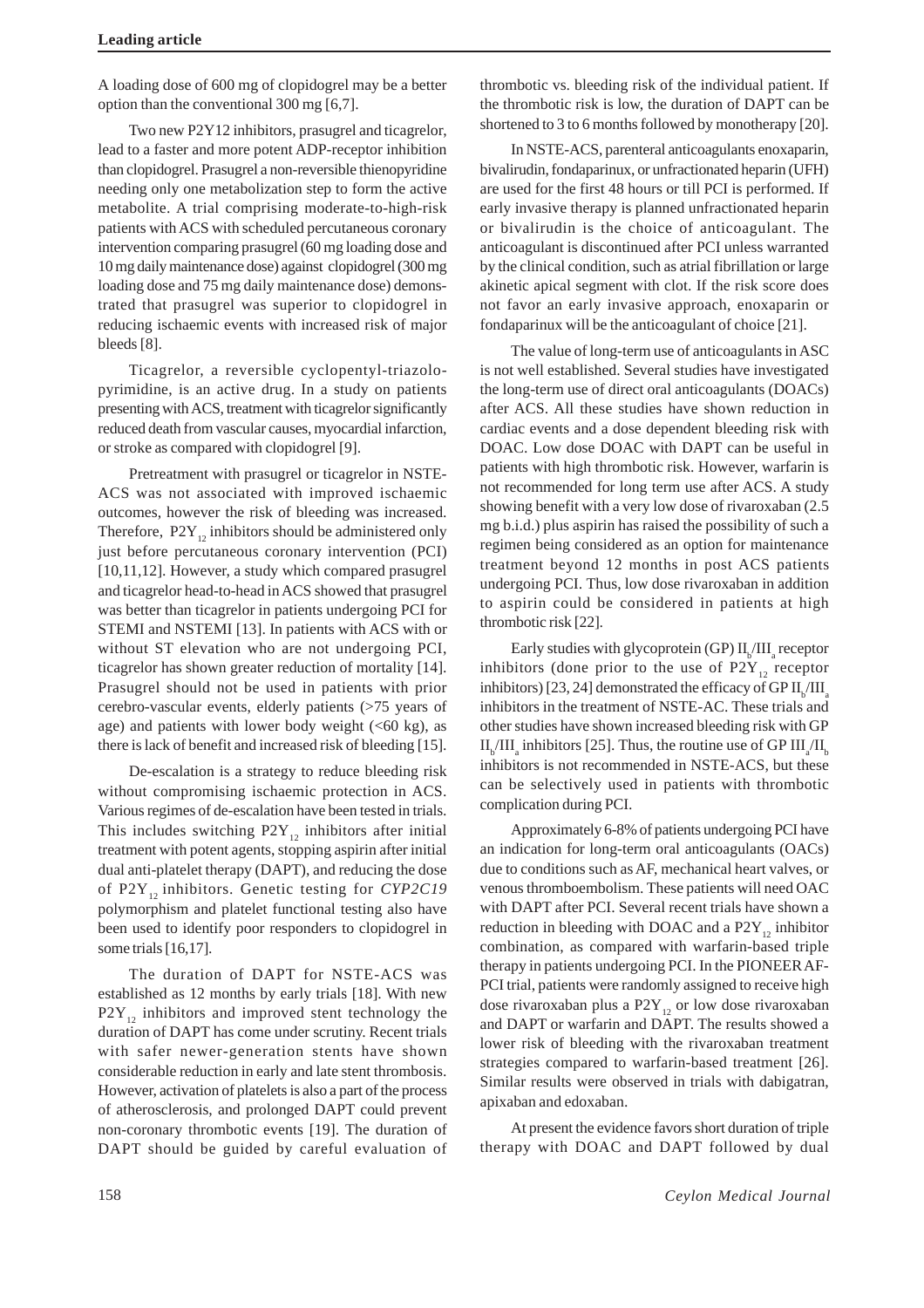A loading dose of 600 mg of clopidogrel may be a better option than the conventional 300 mg [6,7].

Two new P2Y12 inhibitors, prasugrel and ticagrelor, lead to a faster and more potent ADP-receptor inhibition than clopidogrel. Prasugrel a non-reversible thienopyridine needing only one metabolization step to form the active metabolite. A trial comprising moderate-to-high-risk patients with ACS with scheduled percutaneous coronary intervention comparing prasugrel (60 mg loading dose and 10 mg daily maintenance dose) against clopidogrel (300 mg loading dose and 75 mg daily maintenance dose) demonstrated that prasugrel was superior to clopidogrel in reducing ischaemic events with increased risk of major bleeds [8].

Ticagrelor, a reversible cyclopentyl-triazolopyrimidine, is an active drug. In a study on patients presenting with ACS, treatment with ticagrelor significantly reduced death from vascular causes, myocardial infarction, or stroke as compared with clopidogrel [9].

Pretreatment with prasugrel or ticagrelor in NSTE-ACS was not associated with improved ischaemic outcomes, however the risk of bleeding was increased. Therefore, $P2Y_{12}$ inhibitors should be administered only just before percutaneous coronary intervention (PCI) [10,11,12]. However, a study which compared prasugrel and ticagrelor head-to-head in ACS showed that prasugrel was better than ticagrelor in patients undergoing PCI for STEMI and NSTEMI [13]. In patients with ACS with or without ST elevation who are not undergoing PCI, ticagrelor has shown greater reduction of mortality [14]. Prasugrel should not be used in patients with prior cerebro-vascular events, elderly patients (>75 years of age) and patients with lower body weight (<60 kg), as there is lack of benefit and increased risk of bleeding [15].

De-escalation is a strategy to reduce bleeding risk without compromising ischaemic protection in ACS. Various regimes of de-escalation have been tested in trials. This includes switching $P2Y_{12}$ inhibitors after initial treatment with potent agents, stopping aspirin after initial dual anti-platelet therapy (DAPT), and reducing the dose of $P2Y_{12}$ inhibitors. Genetic testing for *CYP2C19* polymorphism and platelet functional testing also have been used to identify poor responders to clopidogrel in some trials [16,17].

The duration of DAPT for NSTE-ACS was established as 12 months by early trials [18]. With new $P2Y_{12}$ inhibitors and improved stent technology the duration of DAPT has come under scrutiny. Recent trials with safer newer-generation stents have shown considerable reduction in early and late stent thrombosis. However, activation of platelets is also a part of the process of atherosclerosis, and prolonged DAPT could prevent non-coronary thrombotic events [19]. The duration of DAPT should be guided by careful evaluation of thrombotic vs. bleeding risk of the individual patient. If the thrombotic risk is low, the duration of DAPT can be shortened to 3 to 6 months followed by monotherapy [20].

In NSTE-ACS, parenteral anticoagulants enoxaparin, bivalirudin, fondaparinux, or unfractionated heparin (UFH) are used for the first 48 hours or till PCI is performed. If early invasive therapy is planned unfractionated heparin or bivalirudin is the choice of anticoagulant. The anticoagulant is discontinued after PCI unless warranted by the clinical condition, such as atrial fibrillation or large akinetic apical segment with clot. If the risk score does not favor an early invasive approach, enoxaparin or fondaparinux will be the anticoagulant of choice [21].

The value of long-term use of anticoagulants in ASC is not well established. Several studies have investigated the long-term use of direct oral anticoagulants (DOACs) after ACS. All these studies have shown reduction in cardiac events and a dose dependent bleeding risk with DOAC. Low dose DOAC with DAPT can be useful in patients with high thrombotic risk. However, warfarin is not recommended for long term use after ACS. A study showing benefit with a very low dose of rivaroxaban (2.5 mg b.i.d.) plus aspirin has raised the possibility of such a regimen being considered as an option for maintenance treatment beyond 12 months in post ACS patients undergoing PCI. Thus, low dose rivaroxaban in addition to aspirin could be considered in patients at high thrombotic risk [22].

Early studies with glycoprotein (GP) $II_b/III_a$ receptor inhibitors (done prior to the use of $P2Y_{12}$ receptor inhibitors) [23, 24] demonstrated the efficacy of GP $II_b/III_a$ inhibitors in the treatment of NSTE-AC. These trials and other studies have shown increased bleeding risk with GP $II_b/III_a$ inhibitors [25]. Thus, the routine use of GP $III_a/II_b$ inhibitors is not recommended in NSTE-ACS, but these can be selectively used in patients with thrombotic complication during PCI.

Approximately 6-8% of patients undergoing PCI have an indication for long-term oral anticoagulants (OACs) due to conditions such as AF, mechanical heart valves, or venous thromboembolism. These patients will need OAC with DAPT after PCI. Several recent trials have shown a reduction in bleeding with DOAC and a $P2Y_{12}$ inhibitor combination, as compared with warfarin-based triple therapy in patients undergoing PCI. In the PIONEER AF-PCI trial, patients were randomly assigned to receive high dose rivaroxaban plus a $P2Y_{12}$ or low dose rivaroxaban and DAPT or warfarin and DAPT. The results showed a lower risk of bleeding with the rivaroxaban treatment strategies compared to warfarin-based treatment [26]. Similar results were observed in trials with dabigatran, apixaban and edoxaban.

At present the evidence favors short duration of triple therapy with DOAC and DAPT followed by dual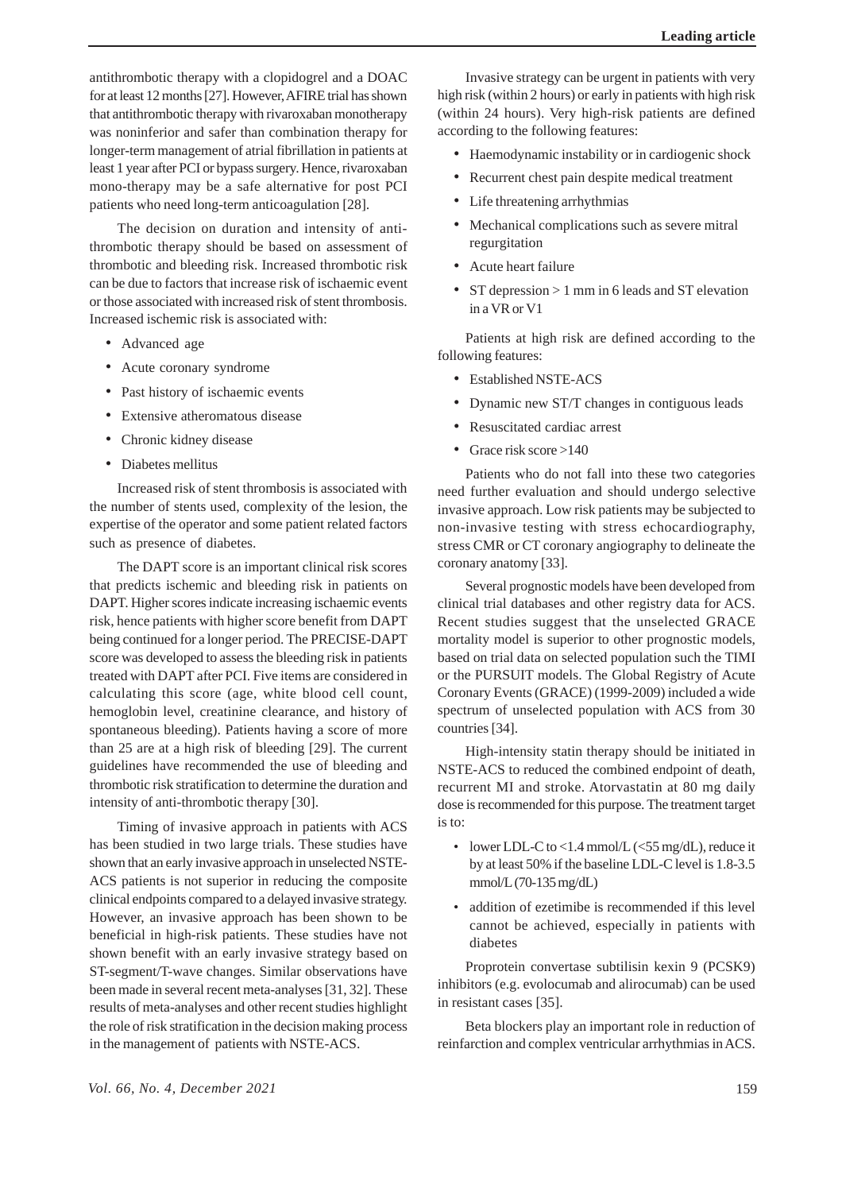antithrombotic therapy with a clopidogrel and a DOAC for at least 12 months [27]. However, AFIRE trial has shown that antithrombotic therapy with rivaroxaban monotherapy was noninferior and safer than combination therapy for longer-term management of atrial fibrillation in patients at least 1 year after PCI or bypass surgery. Hence, rivaroxaban mono-therapy may be a safe alternative for post PCI patients who need long-term anticoagulation [28].

The decision on duration and intensity of anti-thrombotic therapy should be based on assessment of thrombotic and bleeding risk. Increased thrombotic risk can be due to factors that increase risk of ischaemic event or those associated with increased risk of stent thrombosis. Increased ischemic risk is associated with:

- Advanced age
- Acute coronary syndrome
- Past history of ischaemic events
- Extensive atheromatous disease
- Chronic kidney disease
- Diabetes mellitus

Increased risk of stent thrombosis is associated with the number of stents used, complexity of the lesion, the expertise of the operator and some patient related factors such as presence of diabetes.

The DAPT score is an important clinical risk scores that predicts ischemic and bleeding risk in patients on DAPT. Higher scores indicate increasing ischaemic events risk, hence patients with higher score benefit from DAPT being continued for a longer period. The PRECISE-DAPT score was developed to assess the bleeding risk in patients treated with DAPT after PCI. Five items are considered in calculating this score (age, white blood cell count, hemoglobin level, creatinine clearance, and history of spontaneous bleeding). Patients having a score of more than 25 are at a high risk of bleeding [29]. The current guidelines have recommended the use of bleeding and thrombotic risk stratification to determine the duration and intensity of anti-thrombotic therapy [30].

Timing of invasive approach in patients with ACS has been studied in two large trials. These studies have shown that an early invasive approach in unselected NSTE-ACS patients is not superior in reducing the composite clinical endpoints compared to a delayed invasive strategy. However, an invasive approach has been shown to be beneficial in high-risk patients. These studies have not shown benefit with an early invasive strategy based on ST-segment/T-wave changes. Similar observations have been made in several recent meta-analyses [31, 32]. These results of meta-analyses and other recent studies highlight the role of risk stratification in the decision making process in the management of patients with NSTE-ACS.

Invasive strategy can be urgent in patients with very high risk (within 2 hours) or early in patients with high risk (within 24 hours). Very high-risk patients are defined according to the following features:

- Haemodynamic instability or in cardiogenic shock
- Recurrent chest pain despite medical treatment
- Life threatening arrhythmias
- Mechanical complications such as severe mitral regurgitation
- Acute heart failure
- ST depression > 1 mm in 6 leads and ST elevation in a VR or V1

Patients at high risk are defined according to the following features:

- Established NSTE-ACS
- Dynamic new ST/T changes in contiguous leads
- Resuscitated cardiac arrest
- Grace risk score >140

Patients who do not fall into these two categories need further evaluation and should undergo selective invasive approach. Low risk patients may be subjected to non-invasive testing with stress echocardiography, stress CMR or CT coronary angiography to delineate the coronary anatomy [33].

Several prognostic models have been developed from clinical trial databases and other registry data for ACS. Recent studies suggest that the unselected GRACE mortality model is superior to other prognostic models, based on trial data on selected population such the TIMI or the PURSUIT models. The Global Registry of Acute Coronary Events (GRACE) (1999-2009) included a wide spectrum of unselected population with ACS from 30 countries [34].

High-intensity statin therapy should be initiated in NSTE-ACS to reduced the combined endpoint of death, recurrent MI and stroke. Atorvastatin at 80 mg daily dose is recommended for this purpose. The treatment target is to:

- lower LDL-C to <1.4 mmol/L (<55 mg/dL), reduce it by at least 50% if the baseline LDL-C level is 1.8-3.5 mmol/L (70-135 mg/dL)
- addition of ezetimibe is recommended if this level cannot be achieved, especially in patients with diabetes

Proprotein convertase subtilisin kexin 9 (PCSK9) inhibitors (e.g. evolocumab and alirocumab) can be used in resistant cases [35].

Beta blockers play an important role in reduction of reinfarction and complex ventricular arrhythmias in ACS.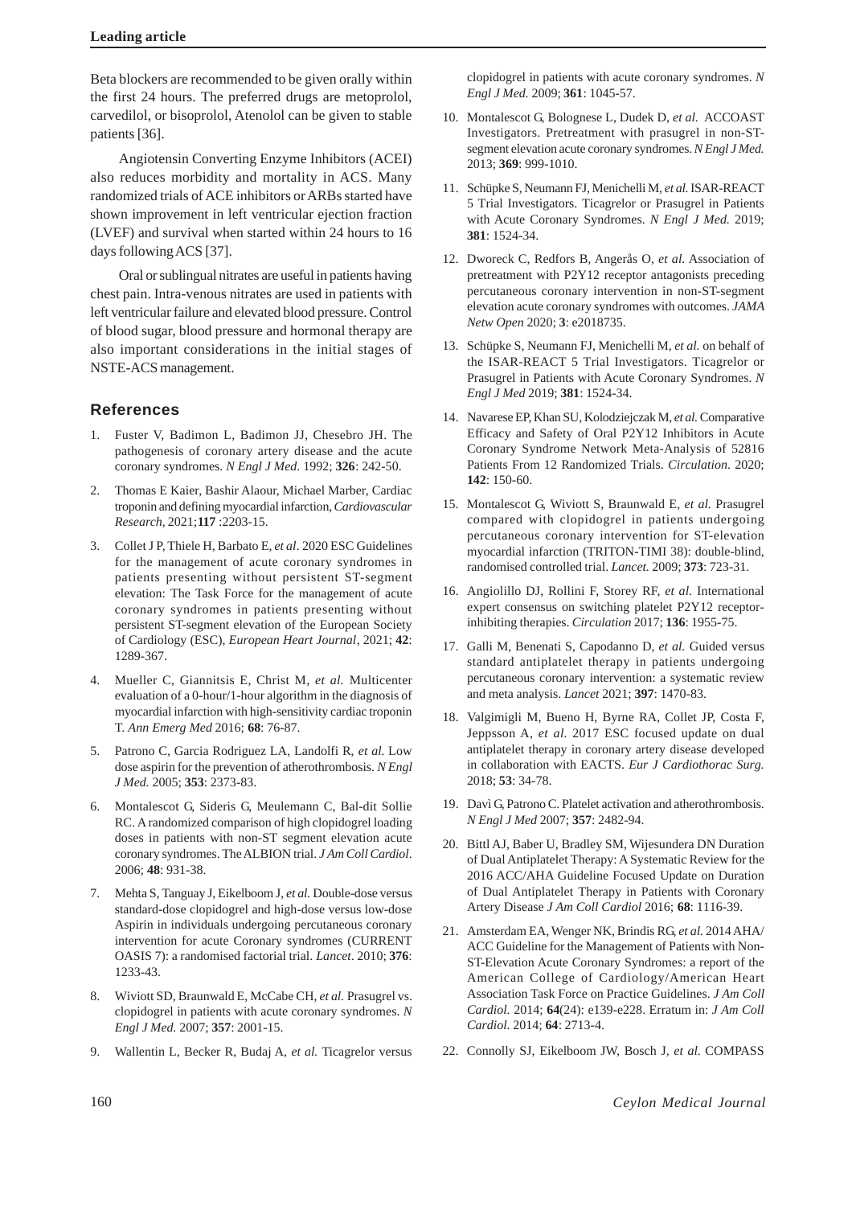Beta blockers are recommended to be given orally within the first 24 hours. The preferred drugs are metoprolol, carvedilol, or bisoprolol, Atenolol can be given to stable patients [36].

Angiotensin Converting Enzyme Inhibitors (ACEI) also reduces morbidity and mortality in ACS. Many randomized trials of ACE inhibitors or ARBs started have shown improvement in left ventricular ejection fraction (LVEF) and survival when started within 24 hours to 16 days following ACS [37].

Oral or sublingual nitrates are useful in patients having chest pain. Intra-venous nitrates are used in patients with left ventricular failure and elevated blood pressure. Control of blood sugar, blood pressure and hormonal therapy are also important considerations in the initial stages of NSTE-ACS management.

## References

1. Fuster V, Badimon L, Badimon JJ, Chesebro JH. The pathogenesis of coronary artery disease and the acute coronary syndromes. *N Engl J Med.* 1992; **326**: 242-50.
2. Thomas E Kaier, Bashir Alaour, Michael Marber, Cardiac troponin and defining myocardial infarction, *Cardiovascular Research*, 2021;**117** :2203-15.
3. Collet J P, Thiele H, Barbato E, *et al*. 2020 ESC Guidelines for the management of acute coronary syndromes in patients presenting without persistent ST-segment elevation: The Task Force for the management of acute coronary syndromes in patients presenting without persistent ST-segment elevation of the European Society of Cardiology (ESC), *European Heart Journal*, 2021; **42**: 1289-367.
4. Mueller C, Giannitsis E, Christ M, *et al.* Multicenter evaluation of a 0-hour/1-hour algorithm in the diagnosis of myocardial infarction with high-sensitivity cardiac troponin T. *Ann Emerg Med* 2016; **68**: 76-87.
5. Patrono C, Garcia Rodriguez LA, Landolfi R, *et al.* Low dose aspirin for the prevention of atherothrombosis. *N Engl J Med.* 2005; **353**: 2373-83.
6. Montalescot G, Sideris G, Meulemann C, Bal-dit Sollie RC. A randomized comparison of high clopidogrel loading doses in patients with non-ST segment elevation acute coronary syndromes. The ALBION trial. *J Am Coll Cardiol*. 2006; **48**: 931-38.
7. Mehta S, Tanguay J, Eikelboom J, *et al.* Double-dose versus standard-dose clopidogrel and high-dose versus low-dose Aspirin in individuals undergoing percutaneous coronary intervention for acute Coronary syndromes (CURRENT OASIS 7): a randomised factorial trial. *Lancet*. 2010; **376**: 1233-43.
8. Wiviott SD, Braunwald E, McCabe CH, *et al.* Prasugrel vs. clopidogrel in patients with acute coronary syndromes. *N Engl J Med.* 2007; **357**: 2001-15.
9. Wallentin L, Becker R, Budaj A, *et al.* Ticagrelor versus clopidogrel in patients with acute coronary syndromes. *N Engl J Med.* 2009; **361**: 1045-57.
10. Montalescot G, Bolognese L, Dudek D, *et al.* ACCOAST Investigators. Pretreatment with prasugrel in non-ST-segment elevation acute coronary syndromes. *N Engl J Med.* 2013; **369**: 999-1010.
11. Schüpke S, Neumann FJ, Menichelli M, *et al.* ISAR-REACT 5 Trial Investigators. Ticagrelor or Prasugrel in Patients with Acute Coronary Syndromes. *N Engl J Med.* 2019; **381**: 1524-34.
12. Dworeck C, Redfors B, Angerås O, *et al.* Association of pretreatment with P2Y12 receptor antagonists preceding percutaneous coronary intervention in non-ST-segment elevation acute coronary syndromes with outcomes. *JAMA Netw Open* 2020; **3**: e2018735.
13. Schüpke S, Neumann FJ, Menichelli M, *et al.* on behalf of the ISAR-REACT 5 Trial Investigators. Ticagrelor or Prasugrel in Patients with Acute Coronary Syndromes. *N Engl J Med* 2019; **381**: 1524-34.
14. Navarese EP, Khan SU, Kolodziejczak M, *et al.* Comparative Efficacy and Safety of Oral P2Y12 Inhibitors in Acute Coronary Syndrome Network Meta-Analysis of 52816 Patients From 12 Randomized Trials. *Circulation*. 2020; **142**: 150-60.
15. Montalescot G, Wiviott S, Braunwald E, *et al.* Prasugrel compared with clopidogrel in patients undergoing percutaneous coronary intervention for ST-elevation myocardial infarction (TRITON-TIMI 38): double-blind, randomised controlled trial. *Lancet.* 2009; **373**: 723-31.
16. Angiolillo DJ, Rollini F, Storey RF, *et al.* International expert consensus on switching platelet P2Y12 receptor-inhibiting therapies. *Circulation* 2017; **136**: 1955-75.
17. Galli M, Benenati S, Capodanno D, *et al.* Guided versus standard antiplatelet therapy in patients undergoing percutaneous coronary intervention: a systematic review and meta analysis. *Lancet* 2021; **397**: 1470-83.
18. Valgimigli M, Bueno H, Byrne RA, Collet JP, Costa F, Jeppsson A, *et al.* 2017 ESC focused update on dual antiplatelet therapy in coronary artery disease developed in collaboration with EACTS. *Eur J Cardiothorac Surg.* 2018; **53**: 34-78.
19. Davì G, Patrono C. Platelet activation and atherothrombosis. *N Engl J Med* 2007; **357**: 2482-94.
20. Bittl AJ, Baber U, Bradley SM, Wijesundera DN Duration of Dual Antiplatelet Therapy: A Systematic Review for the 2016 ACC/AHA Guideline Focused Update on Duration of Dual Antiplatelet Therapy in Patients with Coronary Artery Disease *J Am Coll Cardiol* 2016; **68**: 1116-39.
21. Amsterdam EA, Wenger NK, Brindis RG, *et al.* 2014 AHA/ACC Guideline for the Management of Patients with Non-ST-Elevation Acute Coronary Syndromes: a report of the American College of Cardiology/American Heart Association Task Force on Practice Guidelines. *J Am Coll Cardiol.* 2014; **64**(24): e139-e228. Erratum in: *J Am Coll Cardiol.* 2014; **64**: 2713-4.
22. Connolly SJ, Eikelboom JW, Bosch J, *et al.* COMPASS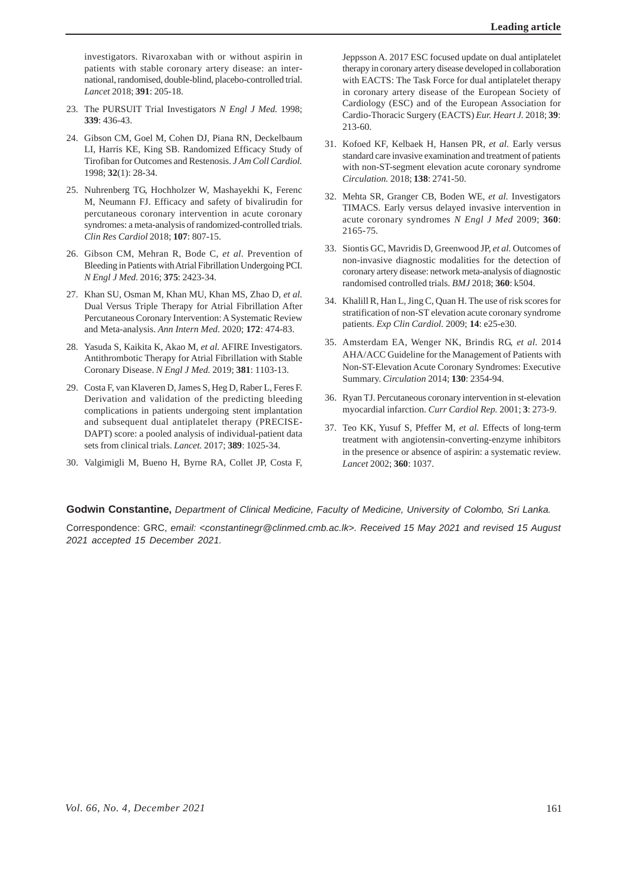investigators. Rivaroxaban with or without aspirin in patients with stable coronary artery disease: an international, randomised, double-blind, placebo-controlled trial. *Lancet* 2018; **391**: 205-18.

23. The PURSUIT Trial Investigators *N Engl J Med.* 1998; **339**: 436-43.

24. Gibson CM, Goel M, Cohen DJ, Piana RN, Deckelbaum LI, Harris KE, King SB. Randomized Efficacy Study of Tirofiban for Outcomes and Restenosis. *J Am Coll Cardiol.* 1998; **32**(1): 28-34.

25. Nuhrenberg TG, Hochholzer W, Mashayekhi K, Ferenc M, Neumann FJ. Efficacy and safety of bivalirudin for percutaneous coronary intervention in acute coronary syndromes: a meta-analysis of randomized-controlled trials. *Clin Res Cardiol* 2018; **107**: 807-15.

26. Gibson CM, Mehran R, Bode C, *et al*. Prevention of Bleeding in Patients with Atrial Fibrillation Undergoing PCI. *N Engl J Med.* 2016; **375**: 2423-34.

27. Khan SU, Osman M, Khan MU, Khan MS, Zhao D, *et al.* Dual Versus Triple Therapy for Atrial Fibrillation After Percutaneous Coronary Intervention: A Systematic Review and Meta-analysis. *Ann Intern Med.* 2020; **172**: 474-83.

28. Yasuda S, Kaikita K, Akao M, *et al.* AFIRE Investigators. Antithrombotic Therapy for Atrial Fibrillation with Stable Coronary Disease. *N Engl J Med.* 2019; **381**: 1103-13.

29. Costa F, van Klaveren D, James S, Heg D, Raber L, Feres F. Derivation and validation of the predicting bleeding complications in patients undergoing stent implantation and subsequent dual antiplatelet therapy (PRECISE-DAPT) score: a pooled analysis of individual-patient data sets from clinical trials. *Lancet.* 2017; **389**: 1025-34.

30. Valgimigli M, Bueno H, Byrne RA, Collet JP, Costa F, Jeppsson A. 2017 ESC focused update on dual antiplatelet therapy in coronary artery disease developed in collaboration with EACTS: The Task Force for dual antiplatelet therapy in coronary artery disease of the European Society of Cardiology (ESC) and of the European Association for Cardio-Thoracic Surgery (EACTS) *Eur. Heart J.* 2018; **39**: 213-60.

31. Kofoed KF, Kelbaek H, Hansen PR, *et al.* Early versus standard care invasive examination and treatment of patients with non-ST-segment elevation acute coronary syndrome *Circulation.* 2018; **138**: 2741-50.

32. Mehta SR, Granger CB, Boden WE, *et al.* Investigators TIMACS. Early versus delayed invasive intervention in acute coronary syndromes *N Engl J Med* 2009; **360**: 2165-75.

33. Siontis GC, Mavridis D, Greenwood JP, *et al.* Outcomes of non-invasive diagnostic modalities for the detection of coronary artery disease: network meta-analysis of diagnostic randomised controlled trials. *BMJ* 2018; **360**: k504.

34. Khalill R, Han L, Jing C, Quan H. The use of risk scores for stratification of non-ST elevation acute coronary syndrome patients. *Exp Clin Cardiol.* 2009; **14**: e25-e30.

35. Amsterdam EA, Wenger NK, Brindis RG, *et al*. 2014 AHA/ACC Guideline for the Management of Patients with Non-ST-Elevation Acute Coronary Syndromes: Executive Summary. *Circulation* 2014; **130**: 2354-94.

36. Ryan TJ. Percutaneous coronary intervention in st-elevation myocardial infarction. *Curr Cardiol Rep.* 2001; **3**: 273-9.

37. Teo KK, Yusuf S, Pfeffer M, *et al.* Effects of long-term treatment with angiotensin-converting-enzyme inhibitors in the presence or absence of aspirin: a systematic review. *Lancet* 2002; **360**: 1037.

**Godwin Constantine,** *Department of Clinical Medicine, Faculty of Medicine, University of Colombo, Sri Lanka.*

Correspondence: GRC, *email: <constantinegr@clinmed.cmb.ac.lk>. Received 15 May 2021 and revised 15 August 2021 accepted 15 December 2021.*